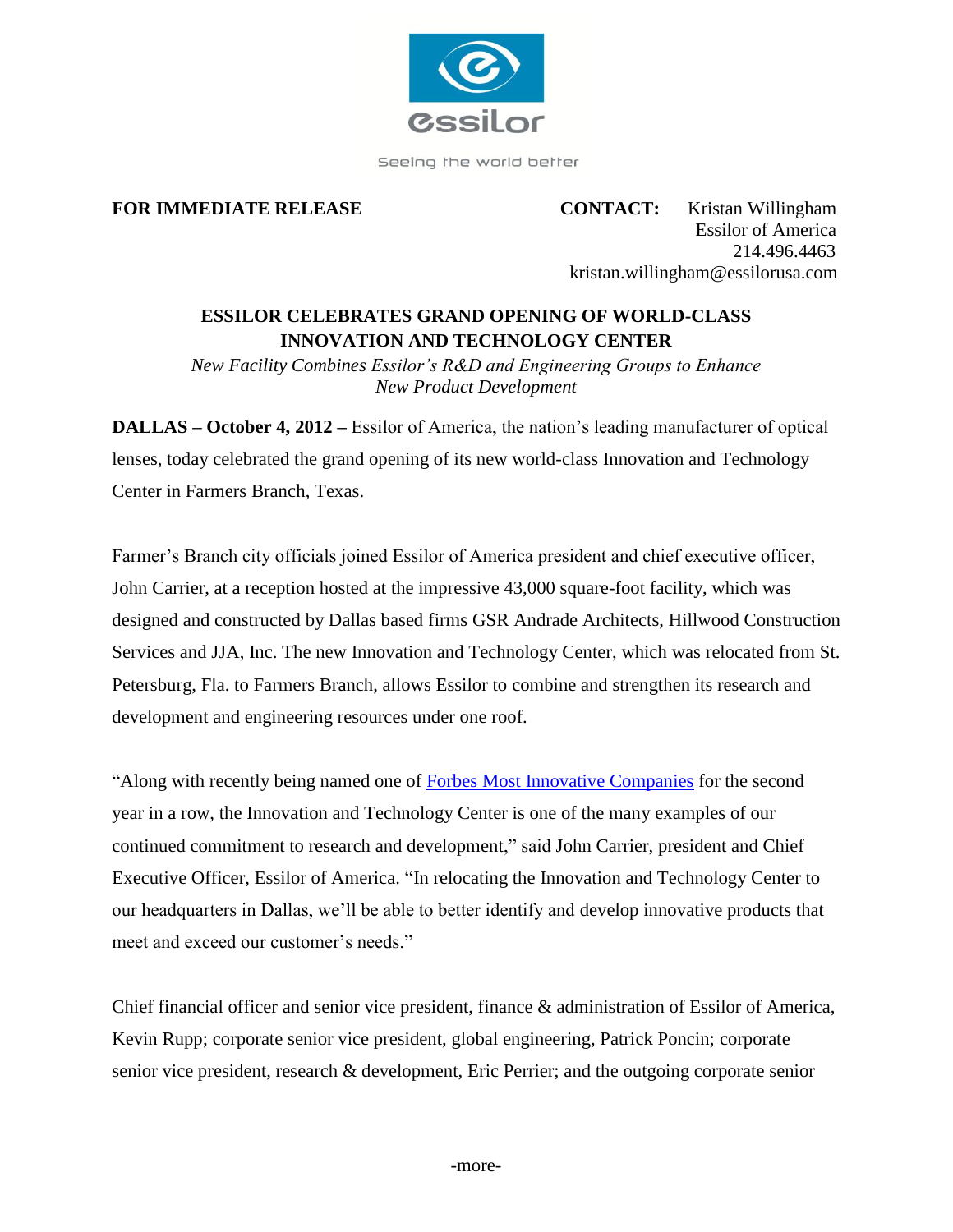essilor

Seeing the world better

**FOR IMMEDIATE RELEASE**

**CONTACT:** Kristan Willingham
Essilor of America
214.496.4463
kristan.willingham@essilorusa.com

# ESSILOR CELEBRATES GRAND OPENING OF WORLD-CLASS INNOVATION AND TECHNOLOGY CENTER

*New Facility Combines Essilor's R&D and Engineering Groups to Enhance New Product Development*

**DALLAS – October 4, 2012 –** Essilor of America, the nation's leading manufacturer of optical lenses, today celebrated the grand opening of its new world-class Innovation and Technology Center in Farmers Branch, Texas.

Farmer's Branch city officials joined Essilor of America president and chief executive officer, John Carrier, at a reception hosted at the impressive 43,000 square-foot facility, which was designed and constructed by Dallas based firms GSR Andrade Architects, Hillwood Construction Services and JJA, Inc. The new Innovation and Technology Center, which was relocated from St. Petersburg, Fla. to Farmers Branch, allows Essilor to combine and strengthen its research and development and engineering resources under one roof.

"Along with recently being named one of Forbes Most Innovative Companies for the second year in a row, the Innovation and Technology Center is one of the many examples of our continued commitment to research and development," said John Carrier, president and Chief Executive Officer, Essilor of America. "In relocating the Innovation and Technology Center to our headquarters in Dallas, we'll be able to better identify and develop innovative products that meet and exceed our customer's needs."

Chief financial officer and senior vice president, finance & administration of Essilor of America, Kevin Rupp; corporate senior vice president, global engineering, Patrick Poncin; corporate senior vice president, research & development, Eric Perrier; and the outgoing corporate senior

-more-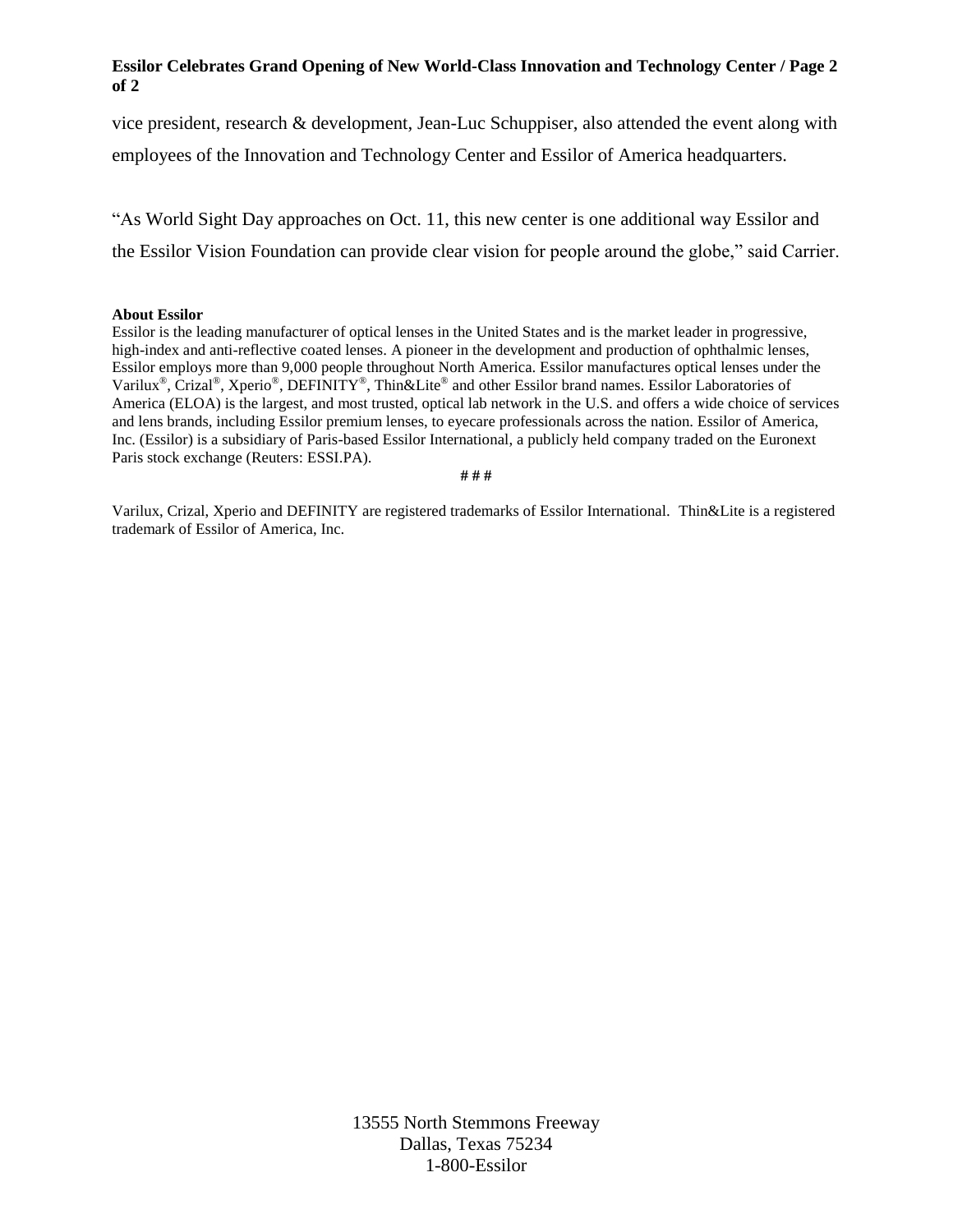vice president, research & development, Jean-Luc Schuppiser, also attended the event along with employees of the Innovation and Technology Center and Essilor of America headquarters.

"As World Sight Day approaches on Oct. 11, this new center is one additional way Essilor and the Essilor Vision Foundation can provide clear vision for people around the globe," said Carrier.

**About Essilor**

Essilor is the leading manufacturer of optical lenses in the United States and is the market leader in progressive, high-index and anti-reflective coated lenses. A pioneer in the development and production of ophthalmic lenses, Essilor employs more than 9,000 people throughout North America. Essilor manufactures optical lenses under the Varilux®, Crizal®, Xperio®, DEFINITY®, Thin&Lite® and other Essilor brand names. Essilor Laboratories of America (ELOA) is the largest, and most trusted, optical lab network in the U.S. and offers a wide choice of services and lens brands, including Essilor premium lenses, to eyecare professionals across the nation. Essilor of America, Inc. (Essilor) is a subsidiary of Paris-based Essilor International, a publicly held company traded on the Euronext Paris stock exchange (Reuters: ESSI.PA).

# # #

Varilux, Crizal, Xperio and DEFINITY are registered trademarks of Essilor International. Thin&Lite is a registered trademark of Essilor of America, Inc.

13555 North Stemmons Freeway
Dallas, Texas 75234
1-800-Essilor